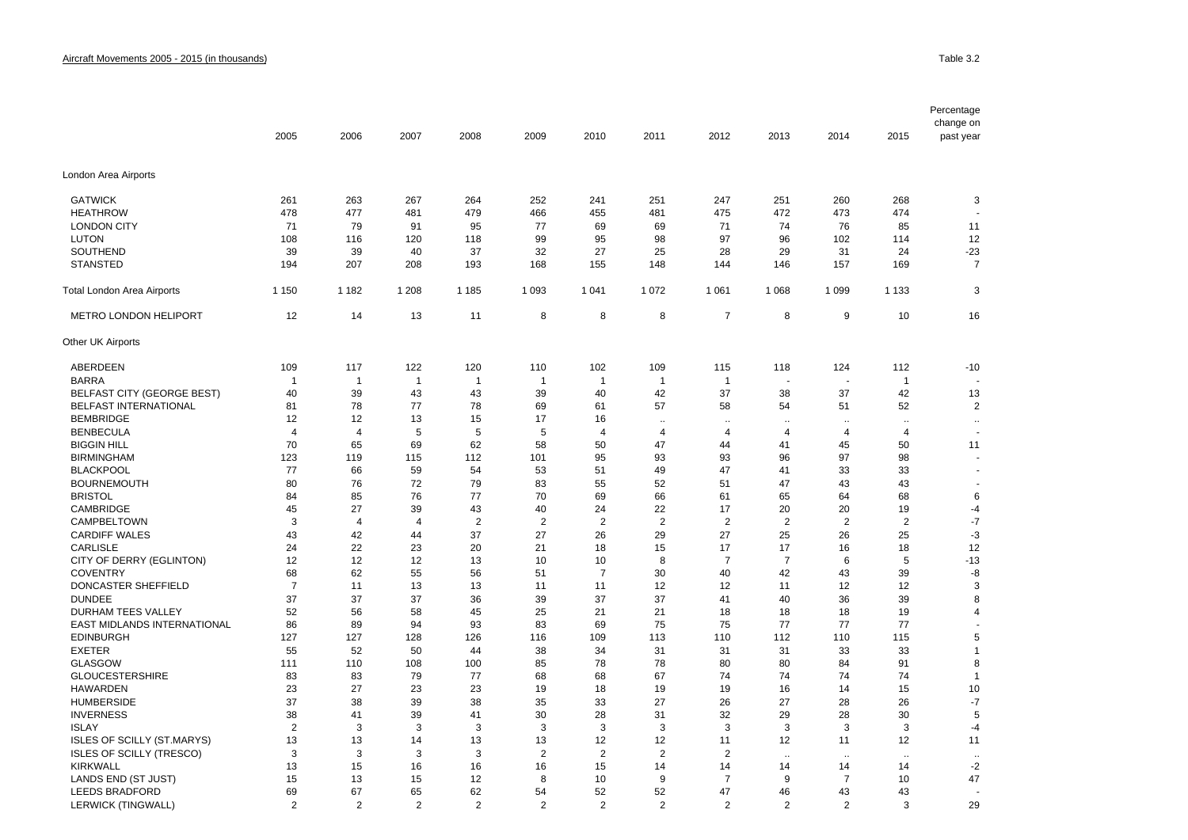Aircraft Movements 2005 - 2015 (in thousands)

Table 3.2

| | 2005 | 2006 | 2007 | 2008 | 2009 | 2010 | 2011 | 2012 | 2013 | 2014 | 2015 | Percentage change on past year |
|---|---|---|---|---|---|---|---|---|---|---|---|---|
| London Area Airports | | | | | | | | | | | | |
| GATWICK | 261 | 263 | 267 | 264 | 252 | 241 | 251 | 247 | 251 | 260 | 268 | 3 |
| HEATHROW | 478 | 477 | 481 | 479 | 466 | 455 | 481 | 475 | 472 | 473 | 474 | - |
| LONDON CITY | 71 | 79 | 91 | 95 | 77 | 69 | 69 | 71 | 74 | 76 | 85 | 11 |
| LUTON | 108 | 116 | 120 | 118 | 99 | 95 | 98 | 97 | 96 | 102 | 114 | 12 |
| SOUTHEND | 39 | 39 | 40 | 37 | 32 | 27 | 25 | 28 | 29 | 31 | 24 | -23 |
| STANSTED | 194 | 207 | 208 | 193 | 168 | 155 | 148 | 144 | 146 | 157 | 169 | 7 |
| Total London Area Airports | 1 150 | 1 182 | 1 208 | 1 185 | 1 093 | 1 041 | 1 072 | 1 061 | 1 068 | 1 099 | 1 133 | 3 |
| METRO LONDON HELIPORT | 12 | 14 | 13 | 11 | 8 | 8 | 8 | 7 | 8 | 9 | 10 | 16 |
| Other UK Airports | | | | | | | | | | | | |
| ABERDEEN | 109 | 117 | 122 | 120 | 110 | 102 | 109 | 115 | 118 | 124 | 112 | -10 |
| BARRA | 1 | 1 | 1 | 1 | 1 | 1 | 1 | 1 | - | - | 1 | - |
| BELFAST CITY (GEORGE BEST) | 40 | 39 | 43 | 43 | 39 | 40 | 42 | 37 | 38 | 37 | 42 | 13 |
| BELFAST INTERNATIONAL | 81 | 78 | 77 | 78 | 69 | 61 | 57 | 58 | 54 | 51 | 52 | 2 |
| BEMBRIDGE | 12 | 12 | 13 | 15 | 17 | 16 | .. | .. | .. | .. | .. | .. |
| BENBECULA | 4 | 4 | 5 | 5 | 5 | 4 | 4 | 4 | 4 | 4 | 4 | - |
| BIGGIN HILL | 70 | 65 | 69 | 62 | 58 | 50 | 47 | 44 | 41 | 45 | 50 | 11 |
| BIRMINGHAM | 123 | 119 | 115 | 112 | 101 | 95 | 93 | 93 | 96 | 97 | 98 | - |
| BLACKPOOL | 77 | 66 | 59 | 54 | 53 | 51 | 49 | 47 | 41 | 33 | 33 | - |
| BOURNEMOUTH | 80 | 76 | 72 | 79 | 83 | 55 | 52 | 51 | 47 | 43 | 43 | - |
| BRISTOL | 84 | 85 | 76 | 77 | 70 | 69 | 66 | 61 | 65 | 64 | 68 | 6 |
| CAMBRIDGE | 45 | 27 | 39 | 43 | 40 | 24 | 22 | 17 | 20 | 20 | 19 | -4 |
| CAMPBELTOWN | 3 | 4 | 4 | 2 | 2 | 2 | 2 | 2 | 2 | 2 | 2 | -7 |
| CARDIFF WALES | 43 | 42 | 44 | 37 | 27 | 26 | 29 | 27 | 25 | 26 | 25 | -3 |
| CARLISLE | 24 | 22 | 23 | 20 | 21 | 18 | 15 | 17 | 17 | 16 | 18 | 12 |
| CITY OF DERRY (EGLINTON) | 12 | 12 | 12 | 13 | 10 | 10 | 8 | 7 | 7 | 6 | 5 | -13 |
| COVENTRY | 68 | 62 | 55 | 56 | 51 | 7 | 30 | 40 | 42 | 43 | 39 | -8 |
| DONCASTER SHEFFIELD | 7 | 11 | 13 | 13 | 11 | 11 | 12 | 12 | 11 | 12 | 12 | 3 |
| DUNDEE | 37 | 37 | 37 | 36 | 39 | 37 | 37 | 41 | 40 | 36 | 39 | 8 |
| DURHAM TEES VALLEY | 52 | 56 | 58 | 45 | 25 | 21 | 21 | 18 | 18 | 18 | 19 | 4 |
| EAST MIDLANDS INTERNATIONAL | 86 | 89 | 94 | 93 | 83 | 69 | 75 | 75 | 77 | 77 | 77 | - |
| EDINBURGH | 127 | 127 | 128 | 126 | 116 | 109 | 113 | 110 | 112 | 110 | 115 | 5 |
| EXETER | 55 | 52 | 50 | 44 | 38 | 34 | 31 | 31 | 31 | 33 | 33 | 1 |
| GLASGOW | 111 | 110 | 108 | 100 | 85 | 78 | 78 | 80 | 80 | 84 | 91 | 8 |
| GLOUCESTERSHIRE | 83 | 83 | 79 | 77 | 68 | 68 | 67 | 74 | 74 | 74 | 74 | 1 |
| HAWARDEN | 23 | 27 | 23 | 23 | 19 | 18 | 19 | 19 | 16 | 14 | 15 | 10 |
| HUMBERSIDE | 37 | 38 | 39 | 38 | 35 | 33 | 27 | 26 | 27 | 28 | 26 | -7 |
| INVERNESS | 38 | 41 | 39 | 41 | 30 | 28 | 31 | 32 | 29 | 28 | 30 | 5 |
| ISLAY | 2 | 3 | 3 | 3 | 3 | 3 | 3 | 3 | 3 | 3 | 3 | -4 |
| ISLES OF SCILLY (ST.MARYS) | 13 | 13 | 14 | 13 | 13 | 12 | 12 | 11 | 12 | 11 | 12 | 11 |
| ISLES OF SCILLY (TRESCO) | 3 | 3 | 3 | 3 | 2 | 2 | 2 | 2 | .. | .. | .. | .. |
| KIRKWALL | 13 | 15 | 16 | 16 | 16 | 15 | 14 | 14 | 14 | 14 | 14 | -2 |
| LANDS END (ST JUST) | 15 | 13 | 15 | 12 | 8 | 10 | 9 | 7 | 9 | 7 | 10 | 47 |
| LEEDS BRADFORD | 69 | 67 | 65 | 62 | 54 | 52 | 52 | 47 | 46 | 43 | 43 | - |
| LERWICK (TINGWALL) | 2 | 2 | 2 | 2 | 2 | 2 | 2 | 2 | 2 | 2 | 3 | 29 |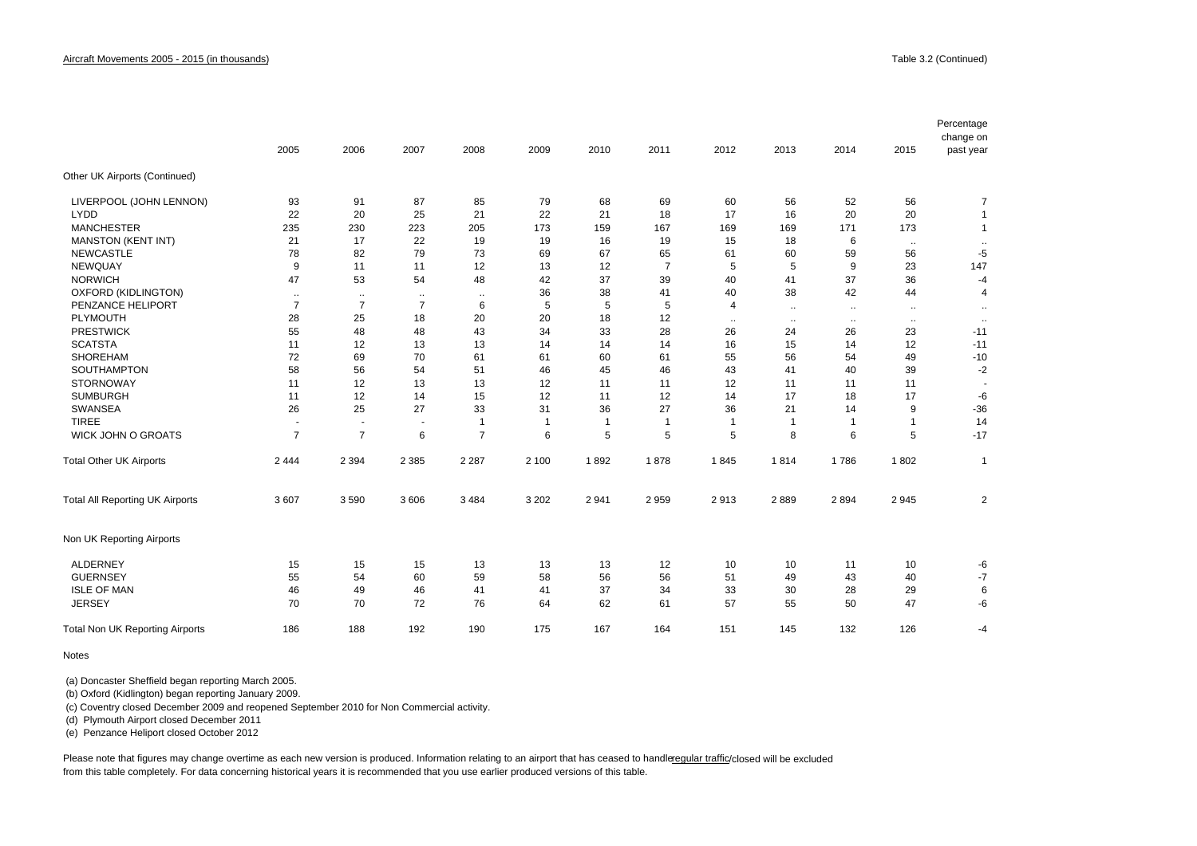Aircraft Movements 2005 - 2015 (in thousands)

Table 3.2 (Continued)

| | 2005 | 2006 | 2007 | 2008 | 2009 | 2010 | 2011 | 2012 | 2013 | 2014 | 2015 | Percentage change on past year |
|---|---|---|---|---|---|---|---|---|---|---|---|---|
| Other UK Airports (Continued) | | | | | | | | | | | | |
| LIVERPOOL (JOHN LENNON) | 93 | 91 | 87 | 85 | 79 | 68 | 69 | 60 | 56 | 52 | 56 | 7 |
| LYDD | 22 | 20 | 25 | 21 | 22 | 21 | 18 | 17 | 16 | 20 | 20 | 1 |
| MANCHESTER | 235 | 230 | 223 | 205 | 173 | 159 | 167 | 169 | 169 | 171 | 173 | 1 |
| MANSTON (KENT INT) | 21 | 17 | 22 | 19 | 19 | 16 | 19 | 15 | 18 | 6 | .. | .. |
| NEWCASTLE | 78 | 82 | 79 | 73 | 69 | 67 | 65 | 61 | 60 | 59 | 56 | -5 |
| NEWQUAY | 9 | 11 | 11 | 12 | 13 | 12 | 7 | 5 | 5 | 9 | 23 | 147 |
| NORWICH | 47 | 53 | 54 | 48 | 42 | 37 | 39 | 40 | 41 | 37 | 36 | -4 |
| OXFORD (KIDLINGTON) | .. | .. | .. | .. | 36 | 38 | 41 | 40 | 38 | 42 | 44 | 4 |
| PENZANCE HELIPORT | 7 | 7 | 7 | 6 | 5 | 5 | 5 | 4 | .. | .. | .. | .. |
| PLYMOUTH | 28 | 25 | 18 | 20 | 20 | 18 | 12 | .. | .. | .. | .. | .. |
| PRESTWICK | 55 | 48 | 48 | 43 | 34 | 33 | 28 | 26 | 24 | 26 | 23 | -11 |
| SCATSTA | 11 | 12 | 13 | 13 | 14 | 14 | 14 | 16 | 15 | 14 | 12 | -11 |
| SHOREHAM | 72 | 69 | 70 | 61 | 61 | 60 | 61 | 55 | 56 | 54 | 49 | -10 |
| SOUTHAMPTON | 58 | 56 | 54 | 51 | 46 | 45 | 46 | 43 | 41 | 40 | 39 | -2 |
| STORNOWAY | 11 | 12 | 13 | 13 | 12 | 11 | 11 | 12 | 11 | 11 | 11 | - |
| SUMBURGH | 11 | 12 | 14 | 15 | 12 | 11 | 12 | 14 | 17 | 18 | 17 | -6 |
| SWANSEA | 26 | 25 | 27 | 33 | 31 | 36 | 27 | 36 | 21 | 14 | 9 | -36 |
| TIREE | - | - | - | 1 | 1 | 1 | 1 | 1 | 1 | 1 | 1 | 14 |
| WICK JOHN O GROATS | 7 | 7 | 6 | 7 | 6 | 5 | 5 | 5 | 8 | 6 | 5 | -17 |
| Total Other UK Airports | 2 444 | 2 394 | 2 385 | 2 287 | 2 100 | 1 892 | 1 878 | 1 845 | 1 814 | 1 786 | 1 802 | 1 |
| Total All Reporting UK Airports | 3 607 | 3 590 | 3 606 | 3 484 | 3 202 | 2 941 | 2 959 | 2 913 | 2 889 | 2 894 | 2 945 | 2 |
| Non UK Reporting Airports | | | | | | | | | | | | |
| ALDERNEY | 15 | 15 | 15 | 13 | 13 | 13 | 12 | 10 | 10 | 11 | 10 | -6 |
| GUERNSEY | 55 | 54 | 60 | 59 | 58 | 56 | 56 | 51 | 49 | 43 | 40 | -7 |
| ISLE OF MAN | 46 | 49 | 46 | 41 | 41 | 37 | 34 | 33 | 30 | 28 | 29 | 6 |
| JERSEY | 70 | 70 | 72 | 76 | 64 | 62 | 61 | 57 | 55 | 50 | 47 | -6 |
| Total Non UK Reporting Airports | 186 | 188 | 192 | 190 | 175 | 167 | 164 | 151 | 145 | 132 | 126 | -4 |

Notes

(a) Doncaster Sheffield began reporting March 2005.

(b) Oxford (Kidlington) began reporting January 2009.

(c) Coventry closed December 2009 and reopened September 2010 for Non Commercial activity.

(d) Plymouth Airport closed December 2011

(e) Penzance Heliport closed October 2012

Please note that figures may change overtime as each new version is produced. Information relating to an airport that has ceased to handle regular traffic/closed will be excluded from this table completely. For data concerning historical years it is recommended that you use earlier produced versions of this table.